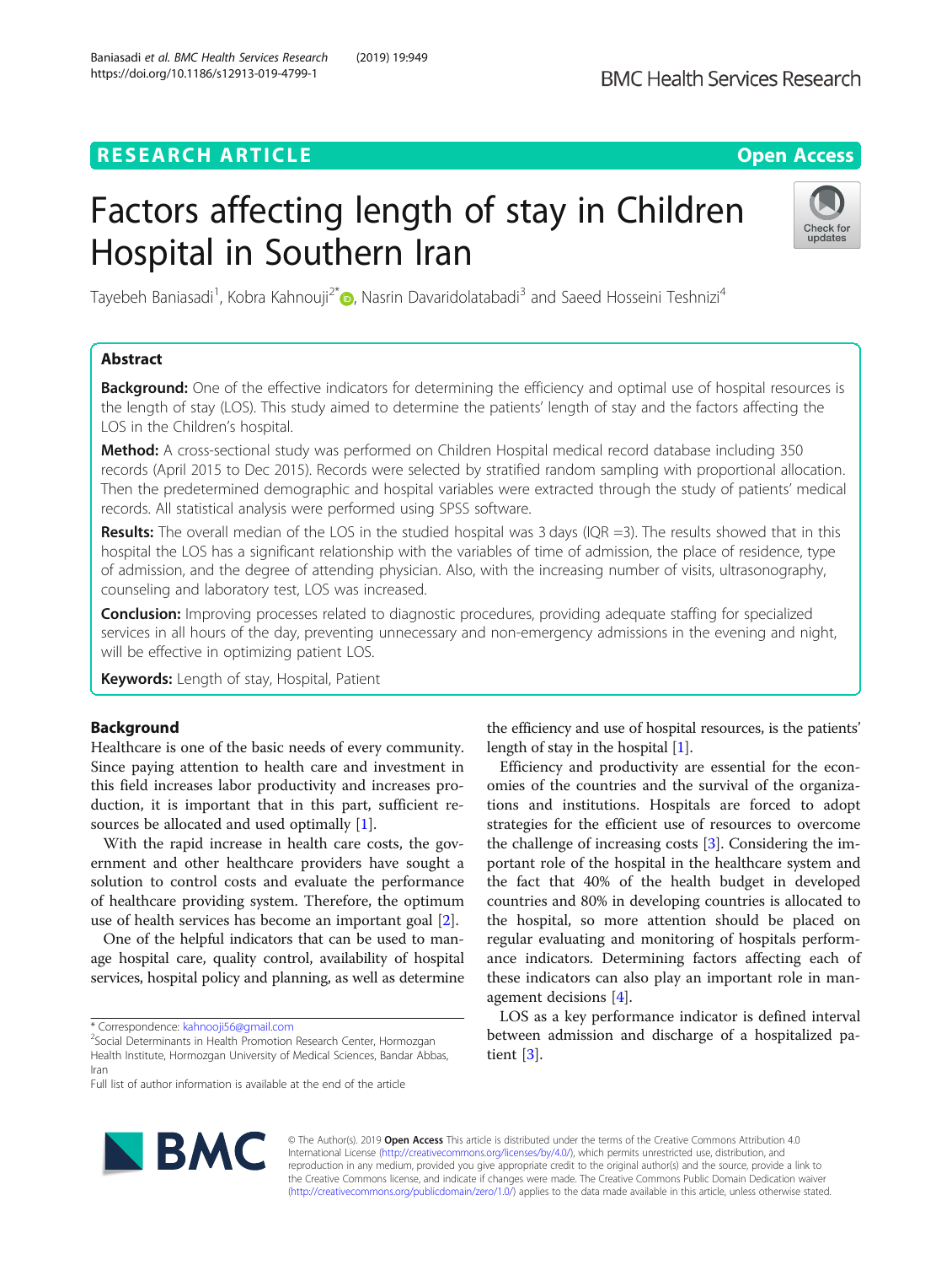# Factors affecting length of stay in Children Hospital in Southern Iran

Tayebeh Baniasadi[1], Kobra Kahnouji[2*], Nasrin Davaridolatabadi[3] and Saeed Hosseini Teshnizi[4]

## Abstract

**Background:** One of the effective indicators for determining the efficiency and optimal use of hospital resources is the length of stay (LOS). This study aimed to determine the patients' length of stay and the factors affecting the LOS in the Children's hospital.

**Method:** A cross-sectional study was performed on Children Hospital medical record database including 350 records (April 2015 to Dec 2015). Records were selected by stratified random sampling with proportional allocation. Then the predetermined demographic and hospital variables were extracted through the study of patients' medical records. All statistical analysis were performed using SPSS software.

**Results:** The overall median of the LOS in the studied hospital was 3 days (IQR =3). The results showed that in this hospital the LOS has a significant relationship with the variables of time of admission, the place of residence, type of admission, and the degree of attending physician. Also, with the increasing number of visits, ultrasonography, counseling and laboratory test, LOS was increased.

**Conclusion:** Improving processes related to diagnostic procedures, providing adequate staffing for specialized services in all hours of the day, preventing unnecessary and non-emergency admissions in the evening and night, will be effective in optimizing patient LOS.

**Keywords:** Length of stay, Hospital, Patient

## Background

Healthcare is one of the basic needs of every community. Since paying attention to health care and investment in this field increases labor productivity and increases production, it is important that in this part, sufficient resources be allocated and used optimally [1].

With the rapid increase in health care costs, the government and other healthcare providers have sought a solution to control costs and evaluate the performance of healthcare providing system. Therefore, the optimum use of health services has become an important goal [2].

One of the helpful indicators that can be used to manage hospital care, quality control, availability of hospital services, hospital policy and planning, as well as determine the efficiency and use of hospital resources, is the patients' length of stay in the hospital [1].

Efficiency and productivity are essential for the economies of the countries and the survival of the organizations and institutions. Hospitals are forced to adopt strategies for the efficient use of resources to overcome the challenge of increasing costs [3]. Considering the important role of the hospital in the healthcare system and the fact that 40% of the health budget in developed countries and 80% in developing countries is allocated to the hospital, so more attention should be placed on regular evaluating and monitoring of hospitals performance indicators. Determining factors affecting each of these indicators can also play an important role in management decisions [4].

LOS as a key performance indicator is defined interval between admission and discharge of a hospitalized patient [3].

* Correspondence: kahnooji56@gmail.com
[2]Social Determinants in Health Promotion Research Center, Hormozgan Health Institute, Hormozgan University of Medical Sciences, Bandar Abbas, Iran
Full list of author information is available at the end of the article

© The Author(s). 2019 **Open Access** This article is distributed under the terms of the Creative Commons Attribution 4.0 International License (http://creativecommons.org/licenses/by/4.0/), which permits unrestricted use, distribution, and reproduction in any medium, provided you give appropriate credit to the original author(s) and the source, provide a link to the Creative Commons license, and indicate if changes were made. The Creative Commons Public Domain Dedication waiver (http://creativecommons.org/publicdomain/zero/1.0/) applies to the data made available in this article, unless otherwise stated.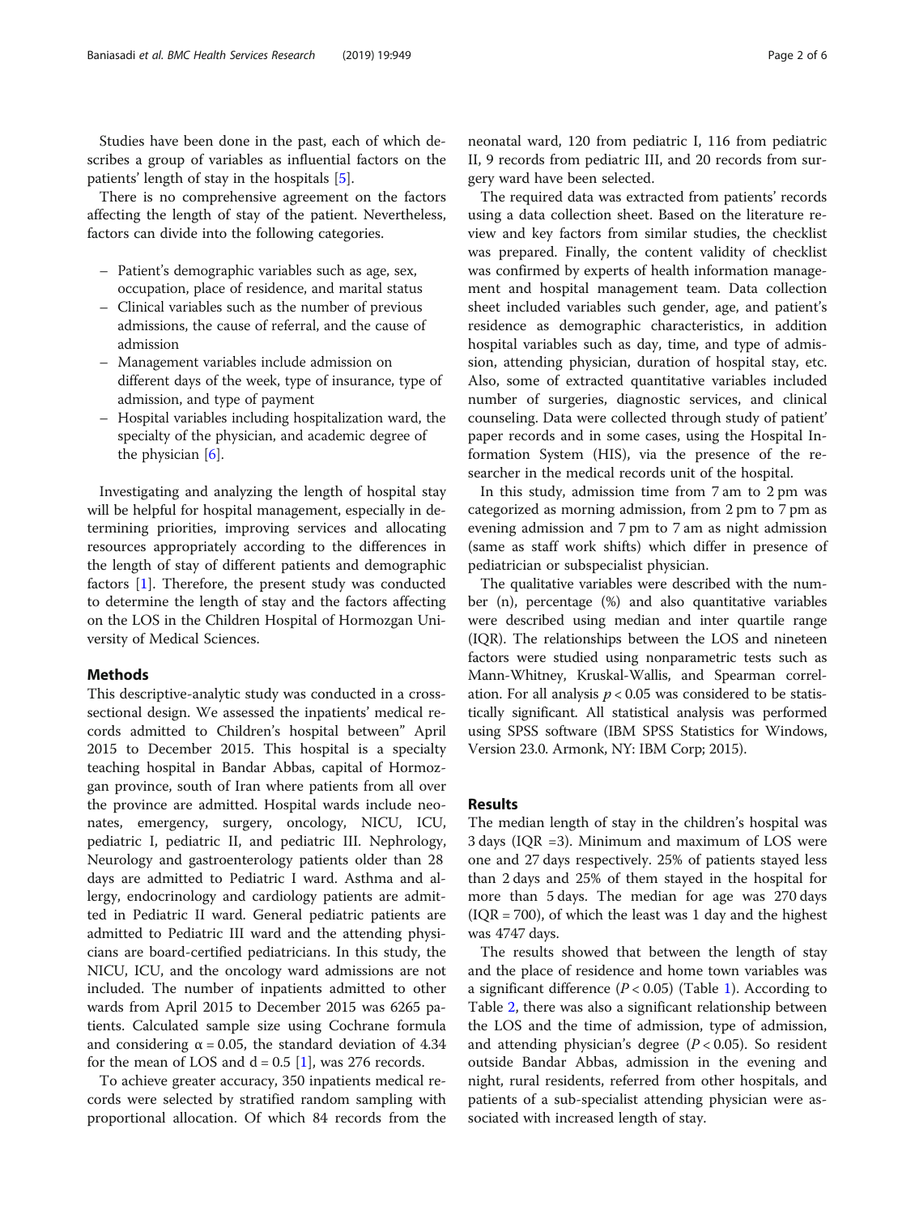Studies have been done in the past, each of which describes a group of variables as influential factors on the patients' length of stay in the hospitals [5].

There is no comprehensive agreement on the factors affecting the length of stay of the patient. Nevertheless, factors can divide into the following categories.

- Patient's demographic variables such as age, sex, occupation, place of residence, and marital status
- Clinical variables such as the number of previous admissions, the cause of referral, and the cause of admission
- Management variables include admission on different days of the week, type of insurance, type of admission, and type of payment
- Hospital variables including hospitalization ward, the specialty of the physician, and academic degree of the physician [6].

Investigating and analyzing the length of hospital stay will be helpful for hospital management, especially in determining priorities, improving services and allocating resources appropriately according to the differences in the length of stay of different patients and demographic factors [1]. Therefore, the present study was conducted to determine the length of stay and the factors affecting on the LOS in the Children Hospital of Hormozgan University of Medical Sciences.

## Methods

This descriptive-analytic study was conducted in a cross-sectional design. We assessed the inpatients' medical records admitted to Children's hospital between" April 2015 to December 2015. This hospital is a specialty teaching hospital in Bandar Abbas, capital of Hormozgan province, south of Iran where patients from all over the province are admitted. Hospital wards include neonates, emergency, surgery, oncology, NICU, ICU, pediatric I, pediatric II, and pediatric III. Nephrology, Neurology and gastroenterology patients older than 28 days are admitted to Pediatric I ward. Asthma and allergy, endocrinology and cardiology patients are admitted in Pediatric II ward. General pediatric patients are admitted to Pediatric III ward and the attending physicians are board-certified pediatricians. In this study, the NICU, ICU, and the oncology ward admissions are not included. The number of inpatients admitted to other wards from April 2015 to December 2015 was 6265 patients. Calculated sample size using Cochrane formula and considering $\alpha = 0.05$, the standard deviation of 4.34 for the mean of LOS and $d = 0.5$ [1], was 276 records.

To achieve greater accuracy, 350 inpatients medical records were selected by stratified random sampling with proportional allocation. Of which 84 records from the neonatal ward, 120 from pediatric I, 116 from pediatric II, 9 records from pediatric III, and 20 records from surgery ward have been selected.

The required data was extracted from patients' records using a data collection sheet. Based on the literature review and key factors from similar studies, the checklist was prepared. Finally, the content validity of checklist was confirmed by experts of health information management and hospital management team. Data collection sheet included variables such gender, age, and patient's residence as demographic characteristics, in addition hospital variables such as day, time, and type of admission, attending physician, duration of hospital stay, etc. Also, some of extracted quantitative variables included number of surgeries, diagnostic services, and clinical counseling. Data were collected through study of patient' paper records and in some cases, using the Hospital Information System (HIS), via the presence of the researcher in the medical records unit of the hospital.

In this study, admission time from 7 am to 2 pm was categorized as morning admission, from 2 pm to 7 pm as evening admission and 7 pm to 7 am as night admission (same as staff work shifts) which differ in presence of pediatrician or subspecialist physician.

The qualitative variables were described with the number (n), percentage (%) and also quantitative variables were described using median and inter quartile range (IQR). The relationships between the LOS and nineteen factors were studied using nonparametric tests such as Mann-Whitney, Kruskal-Wallis, and Spearman correlation. For all analysis $p < 0.05$ was considered to be statistically significant. All statistical analysis was performed using SPSS software (IBM SPSS Statistics for Windows, Version 23.0. Armonk, NY: IBM Corp; 2015).

## Results

The median length of stay in the children's hospital was 3 days (IQR =3). Minimum and maximum of LOS were one and 27 days respectively. 25% of patients stayed less than 2 days and 25% of them stayed in the hospital for more than 5 days. The median for age was 270 days (IQR = 700), of which the least was 1 day and the highest was 4747 days.

The results showed that between the length of stay and the place of residence and home town variables was a significant difference ($P < 0.05$) (Table 1). According to Table 2, there was also a significant relationship between the LOS and the time of admission, type of admission, and attending physician's degree ($P < 0.05$). So resident outside Bandar Abbas, admission in the evening and night, rural residents, referred from other hospitals, and patients of a sub-specialist attending physician were associated with increased length of stay.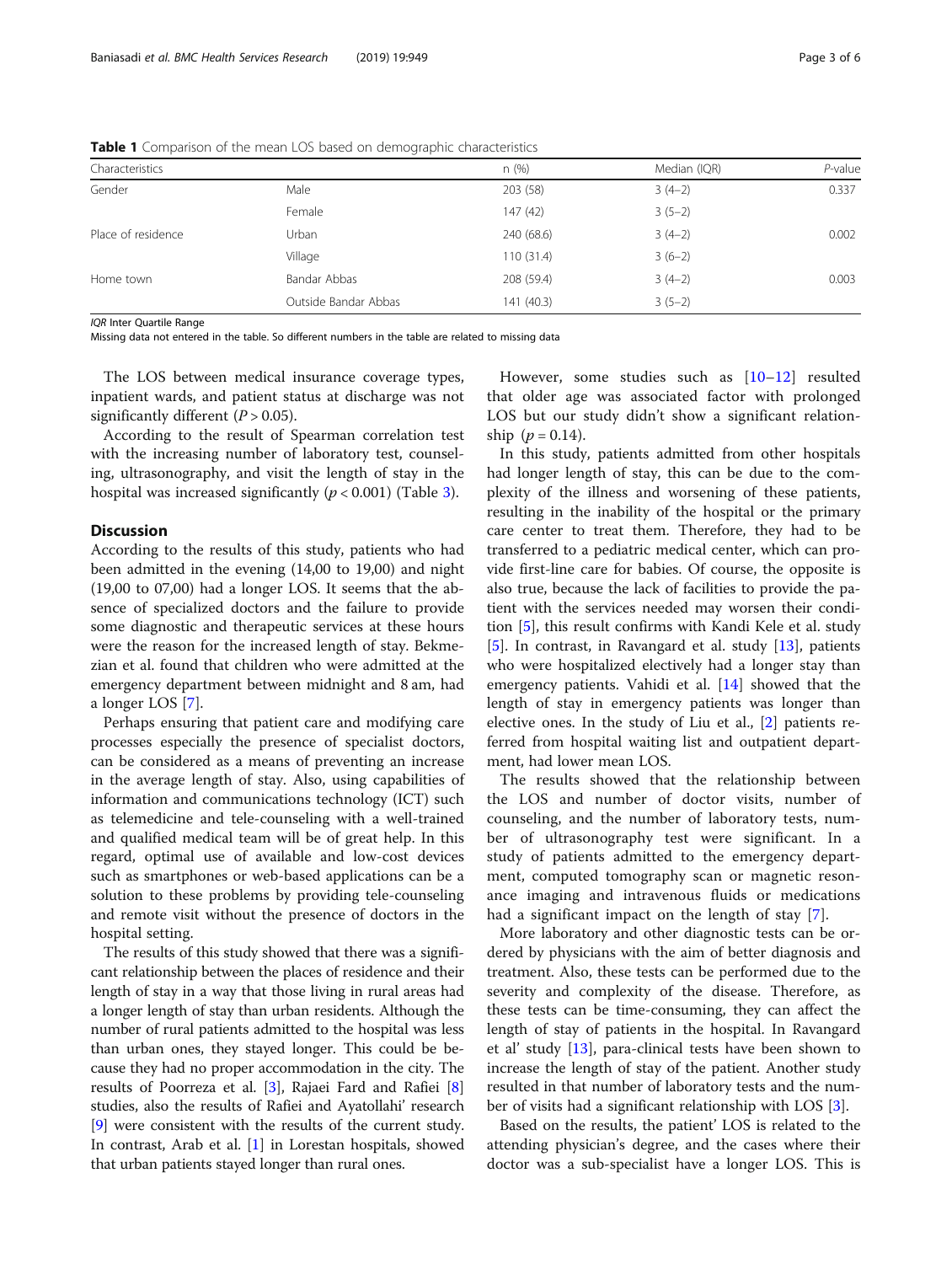**Table 1** Comparison of the mean LOS based on demographic characteristics

| Characteristics | | n (%) | Median (IQR) | *P*-value |
|---|---|---|---|---|
| Gender | Male | 203 (58) | 3 (4–2) | 0.337 |
| | Female | 147 (42) | 3 (5–2) | |
| Place of residence | Urban | 240 (68.6) | 3 (4–2) | 0.002 |
| | Village | 110 (31.4) | 3 (6–2) | |
| Home town | Bandar Abbas | 208 (59.4) | 3 (4–2) | 0.003 |
| | Outside Bandar Abbas | 141 (40.3) | 3 (5–2) | |

*IQR* Inter Quartile Range

Missing data not entered in the table. So different numbers in the table are related to missing data

The LOS between medical insurance coverage types, inpatient wards, and patient status at discharge was not significantly different ($P > 0.05$).

According to the result of Spearman correlation test with the increasing number of laboratory test, counseling, ultrasonography, and visit the length of stay in the hospital was increased significantly ($p < 0.001$) (Table 3).

## Discussion

According to the results of this study, patients who had been admitted in the evening (14,00 to 19,00) and night (19,00 to 07,00) had a longer LOS. It seems that the absence of specialized doctors and the failure to provide some diagnostic and therapeutic services at these hours were the reason for the increased length of stay. Bekmezian et al. found that children who were admitted at the emergency department between midnight and 8 am, had a longer LOS [7].

Perhaps ensuring that patient care and modifying care processes especially the presence of specialist doctors, can be considered as a means of preventing an increase in the average length of stay. Also, using capabilities of information and communications technology (ICT) such as telemedicine and tele-counseling with a well-trained and qualified medical team will be of great help. In this regard, optimal use of available and low-cost devices such as smartphones or web-based applications can be a solution to these problems by providing tele-counseling and remote visit without the presence of doctors in the hospital setting.

The results of this study showed that there was a significant relationship between the places of residence and their length of stay in a way that those living in rural areas had a longer length of stay than urban residents. Although the number of rural patients admitted to the hospital was less than urban ones, they stayed longer. This could be because they had no proper accommodation in the city. The results of Poorreza et al. [3], Rajaei Fard and Rafiei [8] studies, also the results of Rafiei and Ayatollahi' research [9] were consistent with the results of the current study. In contrast, Arab et al. [1] in Lorestan hospitals, showed that urban patients stayed longer than rural ones.

However, some studies such as [10–12] resulted that older age was associated factor with prolonged LOS but our study didn't show a significant relationship ($p = 0.14$).

In this study, patients admitted from other hospitals had longer length of stay, this can be due to the complexity of the illness and worsening of these patients, resulting in the inability of the hospital or the primary care center to treat them. Therefore, they had to be transferred to a pediatric medical center, which can provide first-line care for babies. Of course, the opposite is also true, because the lack of facilities to provide the patient with the services needed may worsen their condition [5], this result confirms with Kandi Kele et al. study [5]. In contrast, in Ravangard et al. study [13], patients who were hospitalized electively had a longer stay than emergency patients. Vahidi et al. [14] showed that the length of stay in emergency patients was longer than elective ones. In the study of Liu et al., [2] patients referred from hospital waiting list and outpatient department, had lower mean LOS.

The results showed that the relationship between the LOS and number of doctor visits, number of counseling, and the number of laboratory tests, number of ultrasonography test were significant. In a study of patients admitted to the emergency department, computed tomography scan or magnetic resonance imaging and intravenous fluids or medications had a significant impact on the length of stay [7].

More laboratory and other diagnostic tests can be ordered by physicians with the aim of better diagnosis and treatment. Also, these tests can be performed due to the severity and complexity of the disease. Therefore, as these tests can be time-consuming, they can affect the length of stay of patients in the hospital. In Ravangard et al' study [13], para-clinical tests have been shown to increase the length of stay of the patient. Another study resulted in that number of laboratory tests and the number of visits had a significant relationship with LOS [3].

Based on the results, the patient' LOS is related to the attending physician's degree, and the cases where their doctor was a sub-specialist have a longer LOS. This is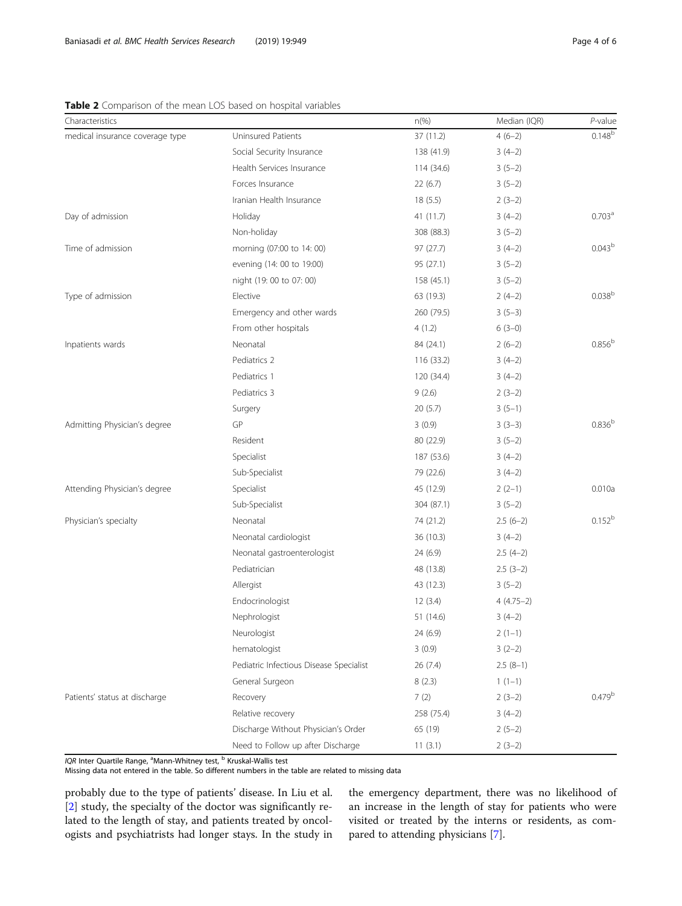**Table 2** Comparison of the mean LOS based on hospital variables

| Characteristics | | n(%) | Median (IQR) | *P*-value |
|---|---|---|---|---|
| medical insurance coverage type | Uninsured Patients | 37 (11.2) | 4 (6–2) | 0.148[b] |
| | Social Security Insurance | 138 (41.9) | 3 (4–2) | |
| | Health Services Insurance | 114 (34.6) | 3 (5–2) | |
| | Forces Insurance | 22 (6.7) | 3 (5–2) | |
| | Iranian Health Insurance | 18 (5.5) | 2 (3–2) | |
| Day of admission | Holiday | 41 (11.7) | 3 (4–2) | 0.703[a] |
| | Non-holiday | 308 (88.3) | 3 (5–2) | |
| Time of admission | morning (07:00 to 14: 00) | 97 (27.7) | 3 (4–2) | 0.043[b] |
| | evening (14: 00 to 19:00) | 95 (27.1) | 3 (5–2) | |
| | night (19: 00 to 07: 00) | 158 (45.1) | 3 (5–2) | |
| Type of admission | Elective | 63 (19.3) | 2 (4–2) | 0.038[b] |
| | Emergency and other wards | 260 (79.5) | 3 (5–3) | |
| | From other hospitals | 4 (1.2) | 6 (3–0) | |
| Inpatients wards | Neonatal | 84 (24.1) | 2 (6–2) | 0.856[b] |
| | Pediatrics 2 | 116 (33.2) | 3 (4–2) | |
| | Pediatrics 1 | 120 (34.4) | 3 (4–2) | |
| | Pediatrics 3 | 9 (2.6) | 2 (3–2) | |
| | Surgery | 20 (5.7) | 3 (5–1) | |
| Admitting Physician's degree | GP | 3 (0.9) | 3 (3–3) | 0.836[b] |
| | Resident | 80 (22.9) | 3 (5–2) | |
| | Specialist | 187 (53.6) | 3 (4–2) | |
| | Sub-Specialist | 79 (22.6) | 3 (4–2) | |
| Attending Physician's degree | Specialist | 45 (12.9) | 2 (2–1) | 0.010a |
| | Sub-Specialist | 304 (87.1) | 3 (5–2) | |
| Physician's specialty | Neonatal | 74 (21.2) | 2.5 (6–2) | 0.152[b] |
| | Neonatal cardiologist | 36 (10.3) | 3 (4–2) | |
| | Neonatal gastroenterologist | 24 (6.9) | 2.5 (4–2) | |
| | Pediatrician | 48 (13.8) | 2.5 (3–2) | |
| | Allergist | 43 (12.3) | 3 (5–2) | |
| | Endocrinologist | 12 (3.4) | 4 (4.75–2) | |
| | Nephrologist | 51 (14.6) | 3 (4–2) | |
| | Neurologist | 24 (6.9) | 2 (1–1) | |
| | hematologist | 3 (0.9) | 3 (2–2) | |
| | Pediatric Infectious Disease Specialist | 26 (7.4) | 2.5 (8–1) | |
| | General Surgeon | 8 (2.3) | 1 (1–1) | |
| Patients' status at discharge | Recovery | 7 (2) | 2 (3–2) | 0.479[b] |
| | Relative recovery | 258 (75.4) | 3 (4–2) | |
| | Discharge Without Physician's Order | 65 (19) | 2 (5–2) | |
| | Need to Follow up after Discharge | 11 (3.1) | 2 (3–2) | |

*IQR* Inter Quartile Range, [a]Mann-Whitney test, [b] Kruskal-Wallis test
Missing data not entered in the table. So different numbers in the table are related to missing data

probably due to the type of patients' disease. In Liu et al. [2] study, the specialty of the doctor was significantly related to the length of stay, and patients treated by oncologists and psychiatrists had longer stays. In the study in the emergency department, there was no likelihood of an increase in the length of stay for patients who were visited or treated by the interns or residents, as compared to attending physicians [7].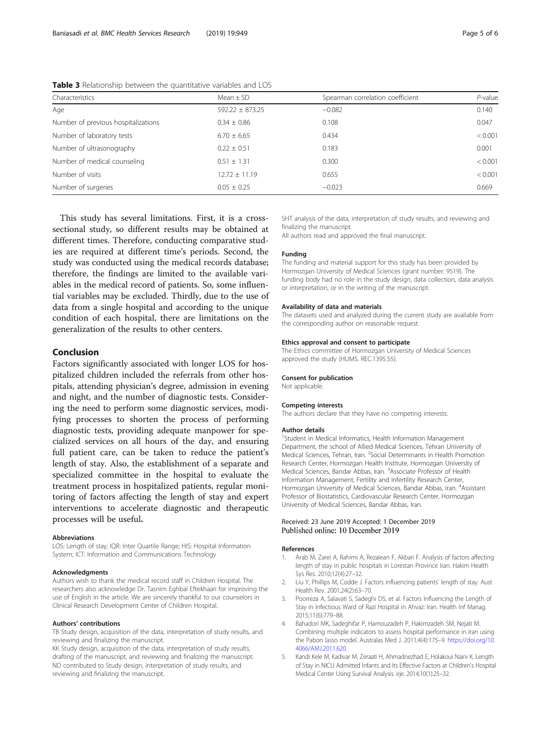**Table 3** Relationship between the quantitative variables and LOS

| Characteristics | Mean ± SD | Spearman correlation coefficient | *P*-value |
|---|---|---|---|
| Age | 592.22 ± 873.25 | −0.082 | 0.140 |
| Number of previous hospitalizations | 0.34 ± 0.86 | 0.108 | 0.047 |
| Number of laboratory tests | 6.70 ± 6.65 | 0.434 | < 0.001 |
| Number of ultrasonography | 0.22 ± 0.51 | 0.183 | 0.001 |
| Number of medical counseling | 0.51 ± 1.31 | 0.300 | < 0.001 |
| Number of visits | 12.72 ± 11.19 | 0.655 | < 0.001 |
| Number of surgeries | 0.05 ± 0.25 | −0.023 | 0.669 |

This study has several limitations. First, it is a cross-sectional study, so different results may be obtained at different times. Therefore, conducting comparative studies are required at different time's periods. Second, the study was conducted using the medical records database; therefore, the findings are limited to the available variables in the medical record of patients. So, some influential variables may be excluded. Thirdly, due to the use of data from a single hospital and according to the unique condition of each hospital, there are limitations on the generalization of the results to other centers.

## Conclusion

Factors significantly associated with longer LOS for hospitalized children included the referrals from other hospitals, attending physician's degree, admission in evening and night, and the number of diagnostic tests. Considering the need to perform some diagnostic services, modifying processes to shorten the process of performing diagnostic tests, providing adequate manpower for specialized services on all hours of the day, and ensuring full patient care, can be taken to reduce the patient's length of stay. Also, the establishment of a separate and specialized committee in the hospital to evaluate the treatment process in hospitalized patients, regular monitoring of factors affecting the length of stay and expert interventions to accelerate diagnostic and therapeutic processes will be useful**.**

#### Abbreviations

LOS: Length of stay; IQR: Inter Quartile Range; HIS: Hospital Information System; ICT: Information and Communications Technology

#### Acknowledgments

Authors wish to thank the medical record staff in Children Hospital. The researchers also acknowledge Dr. Tasnim Eghbal Eftekhaari for improving the use of English in the article. We are sincerely thankful to our counselors in Clinical Research Development Center of Children Hospital.

#### Authors' contributions

TB Study design, acquisition of the data, interpretation of study results, and reviewing and finalizing the manuscript.
KK Study design, acquisition of the data, interpretation of study results, drafting of the manuscript, and reviewing and finalizing the manuscript.
ND contributed to Study design, interpretation of study results, and reviewing and finalizing the manuscript.
SHT analysis of the data, interpretation of study results, and reviewing and finalizing the manuscript.
All authors read and approved the final manuscript.

#### Funding

The funding and material support for this study has been provided by Hormozgan University of Medical Sciences (grant number: 9519). The funding body had no role in the study design, data collection, data analysis or interpretation, or in the writing of the manuscript.

#### Availability of data and materials

The datasets used and analyzed during the current study are available from the corresponding author on reasonable request.

#### Ethics approval and consent to participate

The Ethics committee of Hormozgan University of Medical Sciences approved the study (HUMS. REC.1395.55).

#### Consent for publication

Not applicable.

#### Competing interests

The authors declare that they have no competing interests.

#### Author details

[1]Student in Medical Informatics, Health Information Management Department, the school of Allied Medical Sciences, Tehran University of Medical Sciences, Tehran, Iran. [2]Social Determinants in Health Promotion Research Center, Hormozgan Health Institute, Hormozgan University of Medical Sciences, Bandar Abbas, Iran. [3]Associate Professor of Health Information Management, Fertility and Infertility Research Center, Hormozgan University of Medical Sciences, Bandar Abbas, Iran. [4]Assistant Professor of Biostatistics, Cardiovascular Research Center, Hormozgan University of Medical Sciences, Bandar Abbas, Iran.

Received: 23 June 2019 Accepted: 1 December 2019
Published online: 10 December 2019

#### References

1. Arab M, Zarei A, Rahimi A, Rezaiean F, Akbari F. Analysis of factors affecting length of stay in public hospitals in Lorestan Province Iran. Hakim Health Sys Res. 2010;12(4):27–32.
2. Liu Y, Phillips M, Codde J. Factors influencing patients' length of stay. Aust Health Rev. 2001;24(2):63–70.
3. Poorreza A, Salavati S, Sadeghi DS, et al. Factors Influencing the Length of Stay in Infectious Ward of Razi Hospital in Ahvaz: Iran. Health Inf Manag. 2015;11(6):779–88.
4. Bahadori MK, Sadeghifar P, Hamouzadeh P, Hakimzadeh SM, Nejati M. Combining multiple indicators to assess hospital performance in Iran using the Pabon lasso model. Australas Med J. 2011;4(4):175–9. https://doi.org/10.4066/AMJ.2011.620.
5. Kandi Kele M, Kadivar M, Zeraati H, Ahmadnezhad E, Holakoui Naini K. Length of Stay in NICU Admitted Infants and Its Effective Factors at Children's Hospital Medical Center Using Survival Analysis. irje. 2014;10(1):25–32.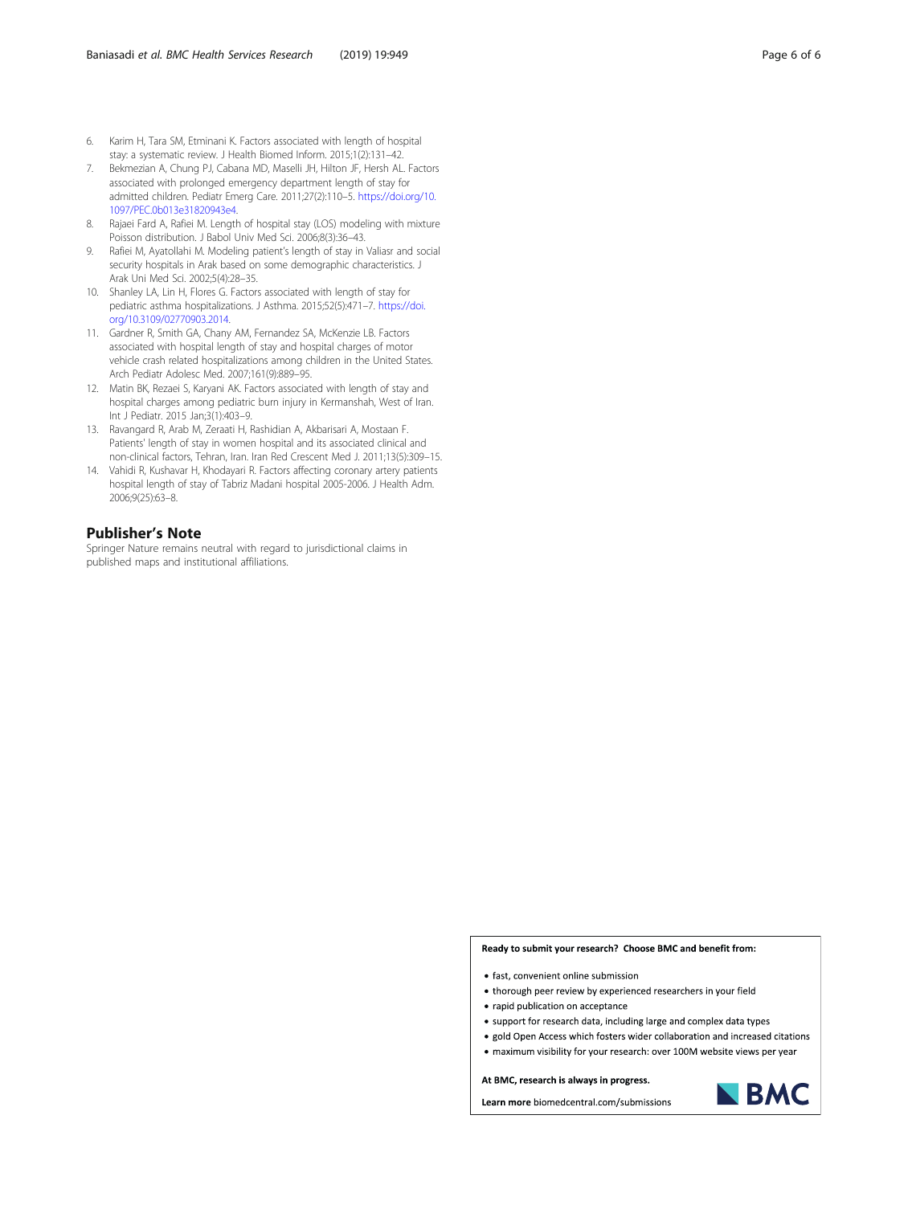6. Karim H, Tara SM, Etminani K. Factors associated with length of hospital stay: a systematic review. J Health Biomed Inform. 2015;1(2):131–42.
7. Bekmezian A, Chung PJ, Cabana MD, Maselli JH, Hilton JF, Hersh AL. Factors associated with prolonged emergency department length of stay for admitted children. Pediatr Emerg Care. 2011;27(2):110–5. https://doi.org/10.1097/PEC.0b013e31820943e4.
8. Rajaei Fard A, Rafiei M. Length of hospital stay (LOS) modeling with mixture Poisson distribution. J Babol Univ Med Sci. 2006;8(3):36–43.
9. Rafiei M, Ayatollahi M. Modeling patient's length of stay in Valiasr and social security hospitals in Arak based on some demographic characteristics. J Arak Uni Med Sci. 2002;5(4):28–35.
10. Shanley LA, Lin H, Flores G. Factors associated with length of stay for pediatric asthma hospitalizations. J Asthma. 2015;52(5):471–7. https://doi.org/10.3109/02770903.2014.
11. Gardner R, Smith GA, Chany AM, Fernandez SA, McKenzie LB. Factors associated with hospital length of stay and hospital charges of motor vehicle crash related hospitalizations among children in the United States. Arch Pediatr Adolesc Med. 2007;161(9):889–95.
12. Matin BK, Rezaei S, Karyani AK. Factors associated with length of stay and hospital charges among pediatric burn injury in Kermanshah, West of Iran. Int J Pediatr. 2015 Jan;3(1):403–9.
13. Ravangard R, Arab M, Zeraati H, Rashidian A, Akbarisari A, Mostaan F. Patients' length of stay in women hospital and its associated clinical and non-clinical factors, Tehran, Iran. Iran Red Crescent Med J. 2011;13(5):309–15.
14. Vahidi R, Kushavar H, Khodayari R. Factors affecting coronary artery patients hospital length of stay of Tabriz Madani hospital 2005-2006. J Health Adm. 2006;9(25):63–8.

## Publisher's Note

Springer Nature remains neutral with regard to jurisdictional claims in published maps and institutional affiliations.

**Ready to submit your research? Choose BMC and benefit from:**

- fast, convenient online submission
- thorough peer review by experienced researchers in your field
- rapid publication on acceptance
- support for research data, including large and complex data types
- gold Open Access which fosters wider collaboration and increased citations
- maximum visibility for your research: over 100M website views per year

**At BMC, research is always in progress.**

**Learn more** biomedcentral.com/submissions

BMC